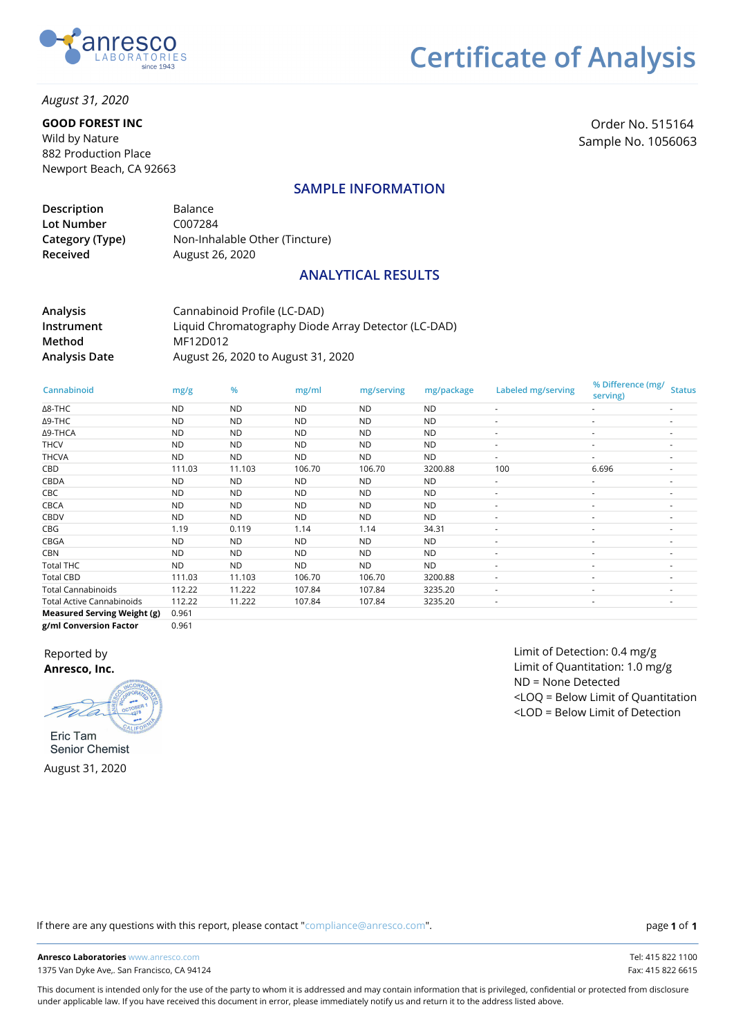# Certificate of Analysis

anresco LABORATORIES since 1943

*August 31, 2020*

**GOOD FOREST INC**
Wild by Nature
882 Production Place
Newport Beach, CA 92663

Order No. 515164
Sample No. 1056063

## SAMPLE INFORMATION

| | |
|---|---|
| **Description** | Balance |
| **Lot Number** | C007284 |
| **Category (Type)** | Non-Inhalable Other (Tincture) |
| **Received** | August 26, 2020 |

## ANALYTICAL RESULTS

| | |
|---|---|
| **Analysis** | Cannabinoid Profile (LC-DAD) |
| **Instrument** | Liquid Chromatography Diode Array Detector (LC-DAD) |
| **Method** | MF12D012 |
| **Analysis Date** | August 26, 2020 to August 31, 2020 |

| Cannabinoid | mg/g | % | mg/ml | mg/serving | mg/package | Labeled mg/serving | % Difference (mg/serving) | Status |
|---|---|---|---|---|---|---|---|---|
| Δ8-THC | ND | ND | ND | ND | ND | - | - | - |
| Δ9-THC | ND | ND | ND | ND | ND | - | - | - |
| Δ9-THCA | ND | ND | ND | ND | ND | - | - | - |
| THCV | ND | ND | ND | ND | ND | - | - | - |
| THCVA | ND | ND | ND | ND | ND | - | - | - |
| CBD | 111.03 | 11.103 | 106.70 | 106.70 | 3200.88 | 100 | 6.696 | - |
| CBDA | ND | ND | ND | ND | ND | - | - | - |
| CBC | ND | ND | ND | ND | ND | - | - | - |
| CBCA | ND | ND | ND | ND | ND | - | - | - |
| CBDV | ND | ND | ND | ND | ND | - | - | - |
| CBG | 1.19 | 0.119 | 1.14 | 1.14 | 34.31 | - | - | - |
| CBGA | ND | ND | ND | ND | ND | - | - | - |
| CBN | ND | ND | ND | ND | ND | - | - | - |
| Total THC | ND | ND | ND | ND | ND | - | - | - |
| Total CBD | 111.03 | 11.103 | 106.70 | 106.70 | 3200.88 | - | - | - |
| Total Cannabinoids | 112.22 | 11.222 | 107.84 | 107.84 | 3235.20 | - | - | - |
| Total Active Cannabinoids | 112.22 | 11.222 | 107.84 | 107.84 | 3235.20 | - | - | - |
| **Measured Serving Weight (g)** | 0.961 | | | | | | | |
| **g/ml Conversion Factor** | 0.961 | | | | | | | |

Reported by
**Anresco, Inc.**

Eric Tam
Senior Chemist

August 31, 2020

Limit of Detection: 0.4 mg/g
Limit of Quantitation: 1.0 mg/g
ND = None Detected
<LOQ = Below Limit of Quantitation
<LOD = Below Limit of Detection

If there are any questions with this report, please contact "compliance@anresco.com".

**Anresco Laboratories** www.anresco.com
1375 Van Dyke Ave,. San Francisco, CA 94124

Tel: 415 822 1100
Fax: 415 822 6615

This document is intended only for the use of the party to whom it is addressed and may contain information that is privileged, confidential or protected from disclosure under applicable law. If you have received this document in error, please immediately notify us and return it to the address listed above.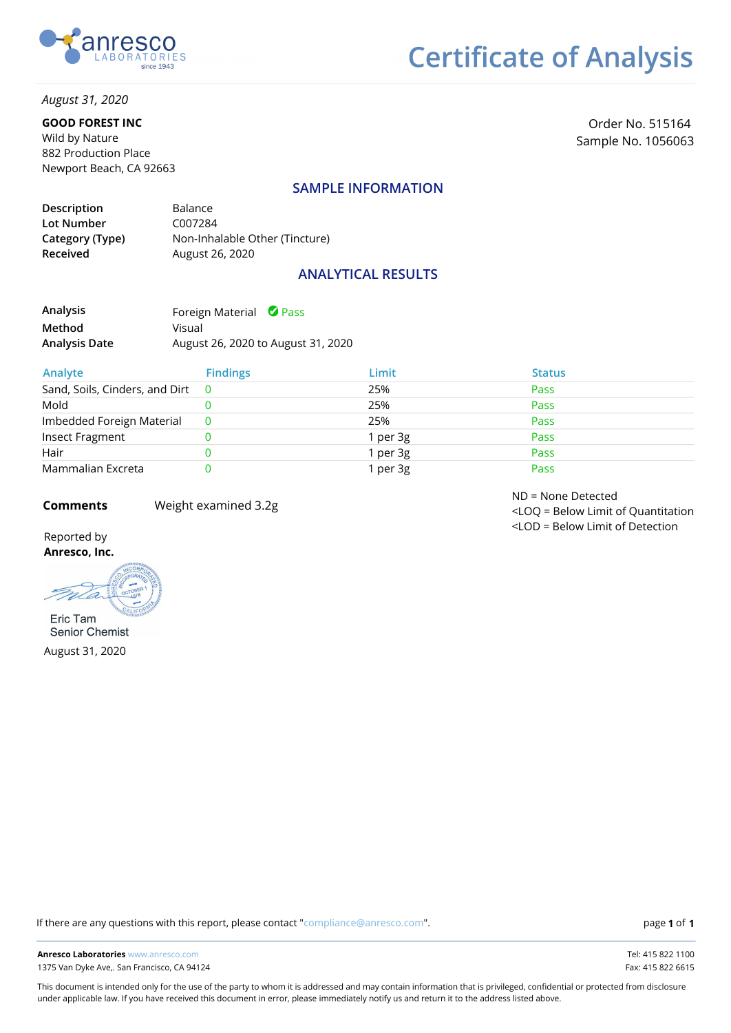anresco LABORATORIES since 1943

# Certificate of Analysis

*August 31, 2020*

**GOOD FOREST INC**
Wild by Nature
882 Production Place
Newport Beach, CA 92663

Order No. 515164
Sample No. 1056063

## SAMPLE INFORMATION

| | |
|---|---|
| **Description** | Balance |
| **Lot Number** | C007284 |
| **Category (Type)** | Non-Inhalable Other (Tincture) |
| **Received** | August 26, 2020 |

## ANALYTICAL RESULTS

| | |
|---|---|
| **Analysis** | Foreign Material ✔ Pass |
| **Method** | Visual |
| **Analysis Date** | August 26, 2020 to August 31, 2020 |

| Analyte | Findings | Limit | Status |
|---|---|---|---|
| Sand, Soils, Cinders, and Dirt | 0 | 25% | Pass |
| Mold | 0 | 25% | Pass |
| Imbedded Foreign Material | 0 | 25% | Pass |
| Insect Fragment | 0 | 1 per 3g | Pass |
| Hair | 0 | 1 per 3g | Pass |
| Mammalian Excreta | 0 | 1 per 3g | Pass |

**Comments** Weight examined 3.2g

ND = None Detected
<LOQ = Below Limit of Quantitation
<LOD = Below Limit of Detection

Reported by
**Anresco, Inc.**

Eric Tam
Senior Chemist

August 31, 2020

If there are any questions with this report, please contact "compliance@anresco.com".

**Anresco Laboratories** www.anresco.com
1375 Van Dyke Ave,. San Francisco, CA 94124

Tel: 415 822 1100
Fax: 415 822 6615

This document is intended only for the use of the party to whom it is addressed and may contain information that is privileged, confidential or protected from disclosure under applicable law. If you have received this document in error, please immediately notify us and return it to the address listed above.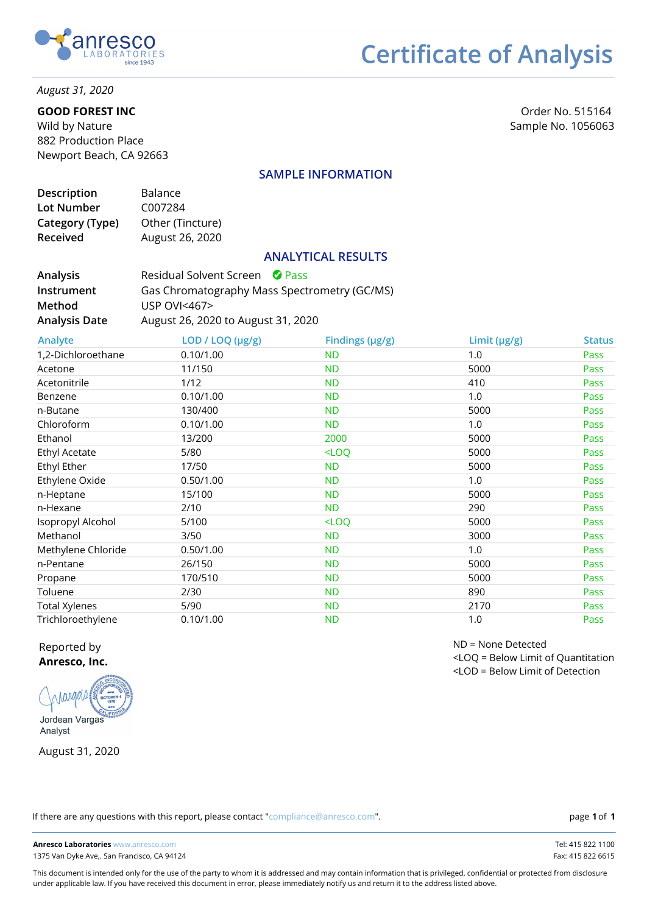anresco LABORATORIES since 1943

# Certificate of Analysis

*August 31, 2020*

**GOOD FOREST INC**
Wild by Nature
882 Production Place
Newport Beach, CA 92663

Order No. 515164
Sample No. 1056063

## SAMPLE INFORMATION

| | |
|---|---|
| **Description** | Balance |
| **Lot Number** | C007284 |
| **Category (Type)** | Other (Tincture) |
| **Received** | August 26, 2020 |

## ANALYTICAL RESULTS

| | |
|---|---|
| **Analysis** | Residual Solvent Screen ✔ Pass |
| **Instrument** | Gas Chromatography Mass Spectrometry (GC/MS) |
| **Method** | USP OVI<467> |
| **Analysis Date** | August 26, 2020 to August 31, 2020 |

| Analyte | LOD / LOQ (µg/g) | Findings (µg/g) | Limit (µg/g) | Status |
|---|---|---|---|---|
| 1,2-Dichloroethane | 0.10/1.00 | ND | 1.0 | Pass |
| Acetone | 11/150 | ND | 5000 | Pass |
| Acetonitrile | 1/12 | ND | 410 | Pass |
| Benzene | 0.10/1.00 | ND | 1.0 | Pass |
| n-Butane | 130/400 | ND | 5000 | Pass |
| Chloroform | 0.10/1.00 | ND | 1.0 | Pass |
| Ethanol | 13/200 | 2000 | 5000 | Pass |
| Ethyl Acetate | 5/80 | <LOQ | 5000 | Pass |
| Ethyl Ether | 17/50 | ND | 5000 | Pass |
| Ethylene Oxide | 0.50/1.00 | ND | 1.0 | Pass |
| n-Heptane | 15/100 | ND | 5000 | Pass |
| n-Hexane | 2/10 | ND | 290 | Pass |
| Isopropyl Alcohol | 5/100 | <LOQ | 5000 | Pass |
| Methanol | 3/50 | ND | 3000 | Pass |
| Methylene Chloride | 0.50/1.00 | ND | 1.0 | Pass |
| n-Pentane | 26/150 | ND | 5000 | Pass |
| Propane | 170/510 | ND | 5000 | Pass |
| Toluene | 2/30 | ND | 890 | Pass |
| Total Xylenes | 5/90 | ND | 2170 | Pass |
| Trichloroethylene | 0.10/1.00 | ND | 1.0 | Pass |

ND = None Detected
<LOQ = Below Limit of Quantitation
<LOD = Below Limit of Detection

Reported by
**Anresco, Inc.**

Jordean Vargas
Analyst

August 31, 2020

If there are any questions with this report, please contact "compliance@anresco.com".

**Anresco Laboratories** www.anresco.com
1375 Van Dyke Ave,. San Francisco, CA 94124

Tel: 415 822 1100
Fax: 415 822 6615

This document is intended only for the use of the party to whom it is addressed and may contain information that is privileged, confidential or protected from disclosure under applicable law. If you have received this document in error, please immediately notify us and return it to the address listed above.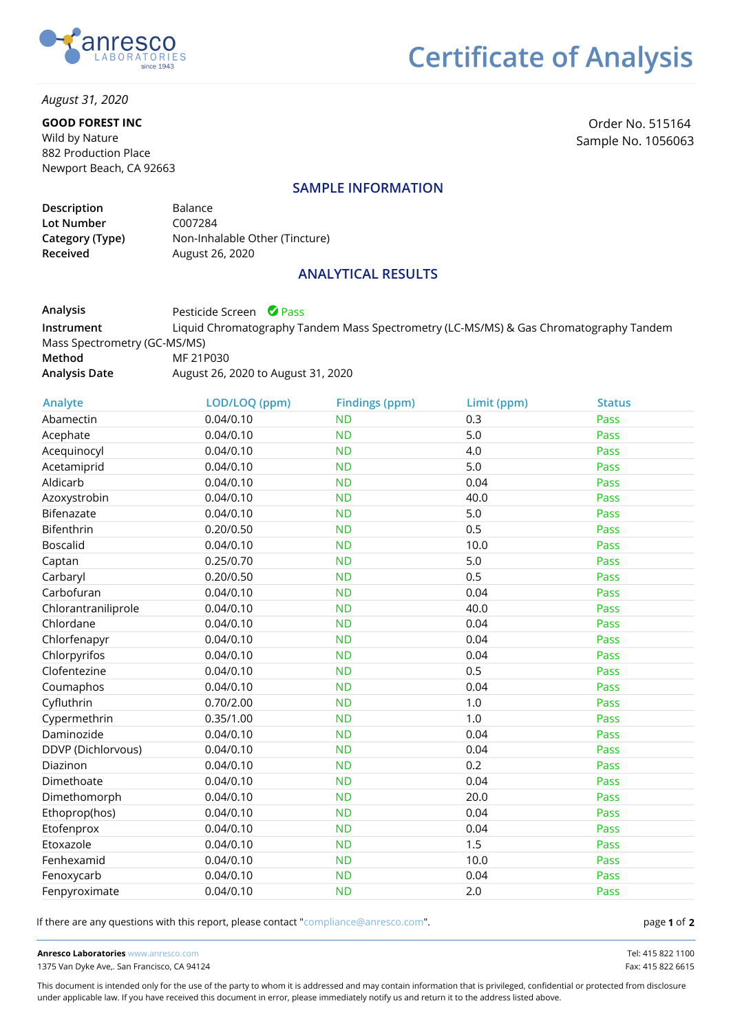# Certificate of Analysis

*August 31, 2020*

**GOOD FOREST INC**
Wild by Nature
882 Production Place
Newport Beach, CA 92663

Order No. 515164
Sample No. 1056063

## SAMPLE INFORMATION

| | |
|---|---|
| **Description** | Balance |
| **Lot Number** | C007284 |
| **Category (Type)** | Non-Inhalable Other (Tincture) |
| **Received** | August 26, 2020 |

## ANALYTICAL RESULTS

**Analysis** Pesticide Screen ✔ Pass
**Instrument** Liquid Chromatography Tandem Mass Spectrometry (LC-MS/MS) & Gas Chromatography Tandem Mass Spectrometry (GC-MS/MS)
**Method** MF 21P030
**Analysis Date** August 26, 2020 to August 31, 2020

| Analyte | LOD/LOQ (ppm) | Findings (ppm) | Limit (ppm) | Status |
|---|---|---|---|---|
| Abamectin | 0.04/0.10 | ND | 0.3 | Pass |
| Acephate | 0.04/0.10 | ND | 5.0 | Pass |
| Acequinocyl | 0.04/0.10 | ND | 4.0 | Pass |
| Acetamiprid | 0.04/0.10 | ND | 5.0 | Pass |
| Aldicarb | 0.04/0.10 | ND | 0.04 | Pass |
| Azoxystrobin | 0.04/0.10 | ND | 40.0 | Pass |
| Bifenazate | 0.04/0.10 | ND | 5.0 | Pass |
| Bifenthrin | 0.20/0.50 | ND | 0.5 | Pass |
| Boscalid | 0.04/0.10 | ND | 10.0 | Pass |
| Captan | 0.25/0.70 | ND | 5.0 | Pass |
| Carbaryl | 0.20/0.50 | ND | 0.5 | Pass |
| Carbofuran | 0.04/0.10 | ND | 0.04 | Pass |
| Chlorantraniliprole | 0.04/0.10 | ND | 40.0 | Pass |
| Chlordane | 0.04/0.10 | ND | 0.04 | Pass |
| Chlorfenapyr | 0.04/0.10 | ND | 0.04 | Pass |
| Chlorpyrifos | 0.04/0.10 | ND | 0.04 | Pass |
| Clofentezine | 0.04/0.10 | ND | 0.5 | Pass |
| Coumaphos | 0.04/0.10 | ND | 0.04 | Pass |
| Cyfluthrin | 0.70/2.00 | ND | 1.0 | Pass |
| Cypermethrin | 0.35/1.00 | ND | 1.0 | Pass |
| Daminozide | 0.04/0.10 | ND | 0.04 | Pass |
| DDVP (Dichlorvous) | 0.04/0.10 | ND | 0.04 | Pass |
| Diazinon | 0.04/0.10 | ND | 0.2 | Pass |
| Dimethoate | 0.04/0.10 | ND | 0.04 | Pass |
| Dimethomorph | 0.04/0.10 | ND | 20.0 | Pass |
| Ethoprop(hos) | 0.04/0.10 | ND | 0.04 | Pass |
| Etofenprox | 0.04/0.10 | ND | 0.04 | Pass |
| Etoxazole | 0.04/0.10 | ND | 1.5 | Pass |
| Fenhexamid | 0.04/0.10 | ND | 10.0 | Pass |
| Fenoxycarb | 0.04/0.10 | ND | 0.04 | Pass |
| Fenpyroximate | 0.04/0.10 | ND | 2.0 | Pass |

If there are any questions with this report, please contact "compliance@anresco.com".

**Anresco Laboratories** www.anresco.com
1375 Van Dyke Ave,. San Francisco, CA 94124
Tel: 415 822 1100
Fax: 415 822 6615

This document is intended only for the use of the party to whom it is addressed and may contain information that is privileged, confidential or protected from disclosure under applicable law. If you have received this document in error, please immediately notify us and return it to the address listed above.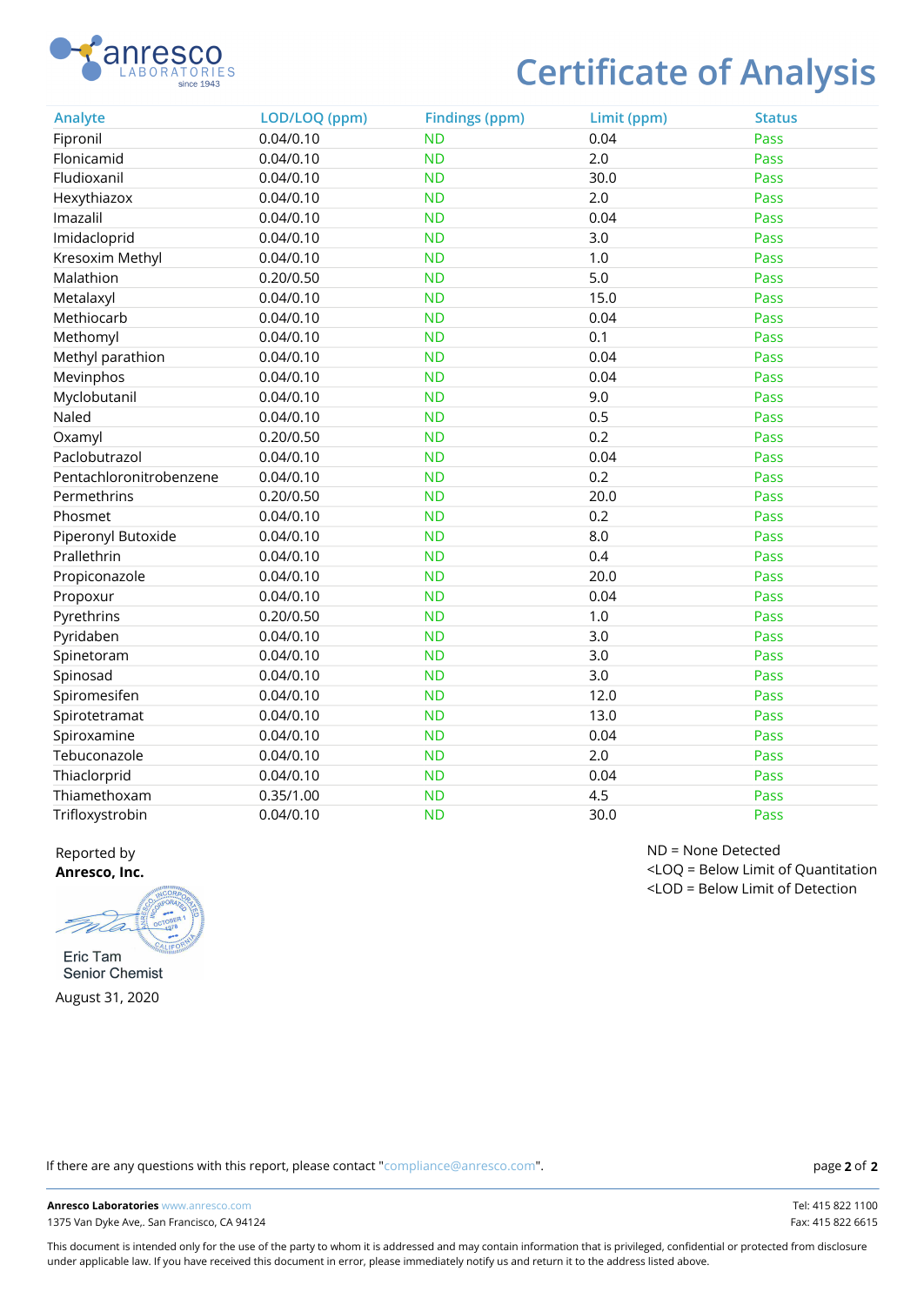# Certificate of Analysis

| Analyte | LOD/LOQ (ppm) | Findings (ppm) | Limit (ppm) | Status |
|---|---|---|---|---|
| Fipronil | 0.04/0.10 | ND | 0.04 | Pass |
| Flonicamid | 0.04/0.10 | ND | 2.0 | Pass |
| Fludioxanil | 0.04/0.10 | ND | 30.0 | Pass |
| Hexythiazox | 0.04/0.10 | ND | 2.0 | Pass |
| Imazalil | 0.04/0.10 | ND | 0.04 | Pass |
| Imidacloprid | 0.04/0.10 | ND | 3.0 | Pass |
| Kresoxim Methyl | 0.04/0.10 | ND | 1.0 | Pass |
| Malathion | 0.20/0.50 | ND | 5.0 | Pass |
| Metalaxyl | 0.04/0.10 | ND | 15.0 | Pass |
| Methiocarb | 0.04/0.10 | ND | 0.04 | Pass |
| Methomyl | 0.04/0.10 | ND | 0.1 | Pass |
| Methyl parathion | 0.04/0.10 | ND | 0.04 | Pass |
| Mevinphos | 0.04/0.10 | ND | 0.04 | Pass |
| Myclobutanil | 0.04/0.10 | ND | 9.0 | Pass |
| Naled | 0.04/0.10 | ND | 0.5 | Pass |
| Oxamyl | 0.20/0.50 | ND | 0.2 | Pass |
| Paclobutrazol | 0.04/0.10 | ND | 0.04 | Pass |
| Pentachloronitrobenzene | 0.04/0.10 | ND | 0.2 | Pass |
| Permethrins | 0.20/0.50 | ND | 20.0 | Pass |
| Phosmet | 0.04/0.10 | ND | 0.2 | Pass |
| Piperonyl Butoxide | 0.04/0.10 | ND | 8.0 | Pass |
| Prallethrin | 0.04/0.10 | ND | 0.4 | Pass |
| Propiconazole | 0.04/0.10 | ND | 20.0 | Pass |
| Propoxur | 0.04/0.10 | ND | 0.04 | Pass |
| Pyrethrins | 0.20/0.50 | ND | 1.0 | Pass |
| Pyridaben | 0.04/0.10 | ND | 3.0 | Pass |
| Spinetoram | 0.04/0.10 | ND | 3.0 | Pass |
| Spinosad | 0.04/0.10 | ND | 3.0 | Pass |
| Spiromesifen | 0.04/0.10 | ND | 12.0 | Pass |
| Spirotetramat | 0.04/0.10 | ND | 13.0 | Pass |
| Spiroxamine | 0.04/0.10 | ND | 0.04 | Pass |
| Tebuconazole | 0.04/0.10 | ND | 2.0 | Pass |
| Thiaclorprid | 0.04/0.10 | ND | 0.04 | Pass |
| Thiamethoxam | 0.35/1.00 | ND | 4.5 | Pass |
| Trifloxystrobin | 0.04/0.10 | ND | 30.0 | Pass |

Reported by
**Anresco, Inc.**

Eric Tam
Senior Chemist

August 31, 2020

ND = None Detected
<LOQ = Below Limit of Quantitation
<LOD = Below Limit of Detection

If there are any questions with this report, please contact "compliance@anresco.com".

**Anresco Laboratories** www.anresco.com
1375 Van Dyke Ave,. San Francisco, CA 94124

Tel: 415 822 1100
Fax: 415 822 6615

This document is intended only for the use of the party to whom it is addressed and may contain information that is privileged, confidential or protected from disclosure under applicable law. If you have received this document in error, please immediately notify us and return it to the address listed above.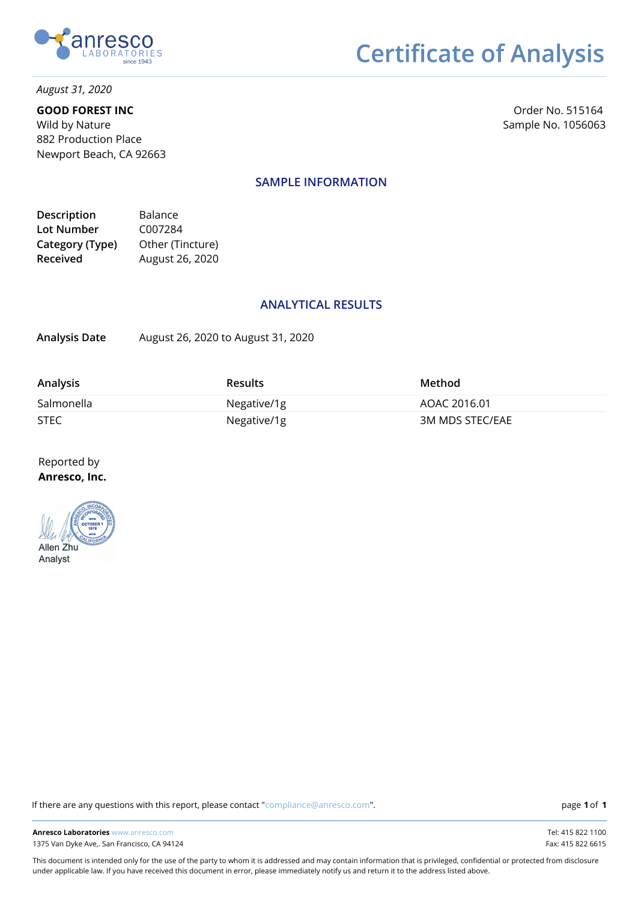# Certificate of Analysis

anresco LABORATORIES since 1943

*August 31, 2020*

**GOOD FOREST INC**
Wild by Nature
882 Production Place
Newport Beach, CA 92663

Order No. 515164
Sample No. 1056063

## SAMPLE INFORMATION

| | |
|---|---|
| **Description** | Balance |
| **Lot Number** | C007284 |
| **Category (Type)** | Other (Tincture) |
| **Received** | August 26, 2020 |

## ANALYTICAL RESULTS

**Analysis Date** August 26, 2020 to August 31, 2020

| Analysis | Results | Method |
|---|---|---|
| Salmonella | Negative/1g | AOAC 2016.01 |
| STEC | Negative/1g | 3M MDS STEC/EAE |

Reported by
**Anresco, Inc.**

Allen Zhu
Analyst

If there are any questions with this report, please contact "compliance@anresco.com".

**Anresco Laboratories** www.anresco.com
1375 Van Dyke Ave,. San Francisco, CA 94124

Tel: 415 822 1100
Fax: 415 822 6615

This document is intended only for the use of the party to whom it is addressed and may contain information that is privileged, confidential or protected from disclosure under applicable law. If you have received this document in error, please immediately notify us and return it to the address listed above.